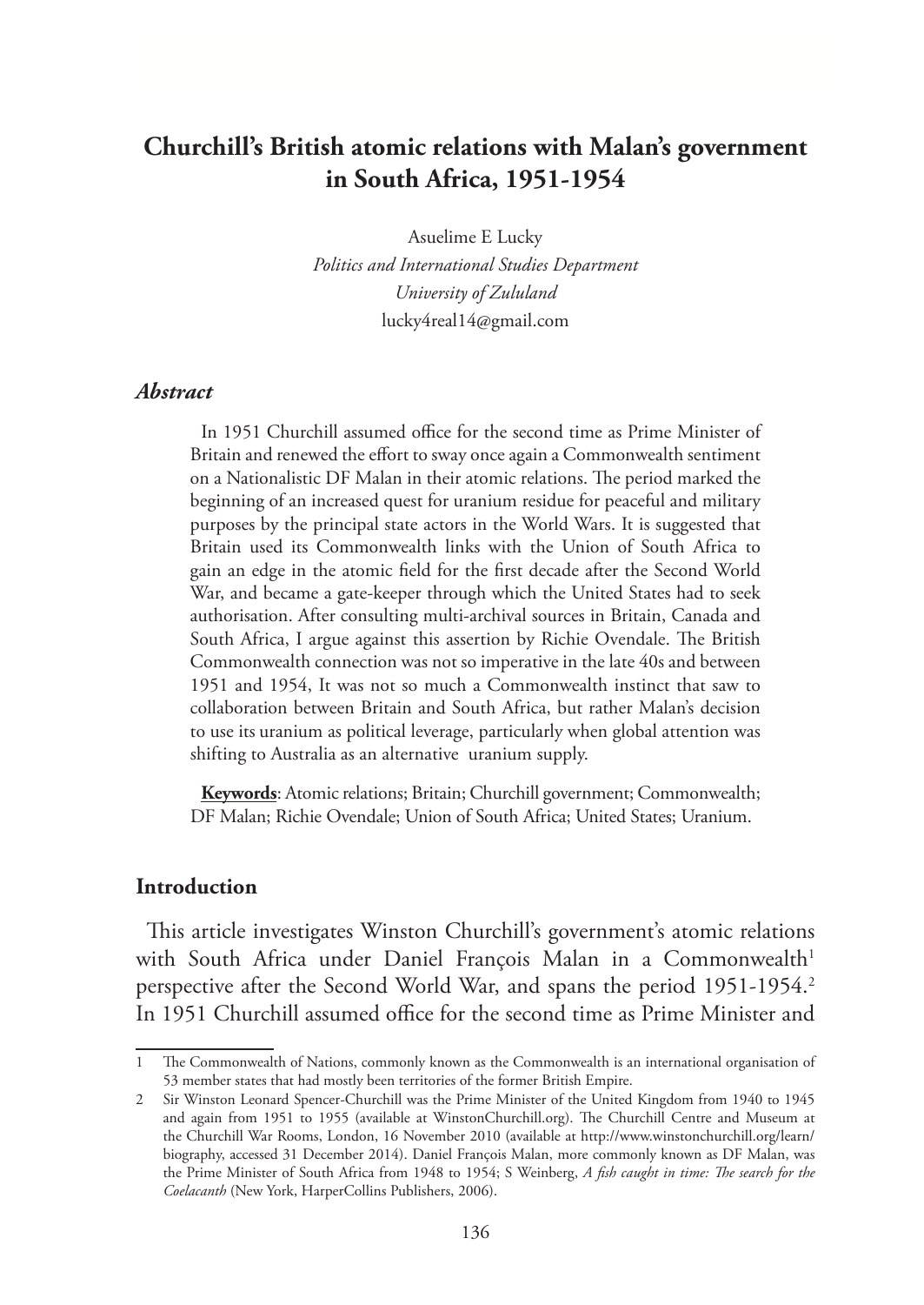# Churchill's British atomic relations with Malan's government in South Africa, 1951-1954

Asuelime E Lucky
*Politics and International Studies Department*
*University of Zululand*
lucky4real14@gmail.com

## *Abstract*

In 1951 Churchill assumed office for the second time as Prime Minister of Britain and renewed the effort to sway once again a Commonwealth sentiment on a Nationalistic DF Malan in their atomic relations. The period marked the beginning of an increased quest for uranium residue for peaceful and military purposes by the principal state actors in the World Wars. It is suggested that Britain used its Commonwealth links with the Union of South Africa to gain an edge in the atomic field for the first decade after the Second World War, and became a gate-keeper through which the United States had to seek authorisation. After consulting multi-archival sources in Britain, Canada and South Africa, I argue against this assertion by Richie Ovendale. The British Commonwealth connection was not so imperative in the late 40s and between 1951 and 1954, It was not so much a Commonwealth instinct that saw to collaboration between Britain and South Africa, but rather Malan's decision to use its uranium as political leverage, particularly when global attention was shifting to Australia as an alternative uranium supply.

**Keywords**: Atomic relations; Britain; Churchill government; Commonwealth; DF Malan; Richie Ovendale; Union of South Africa; United States; Uranium.

## Introduction

This article investigates Winston Churchill's government's atomic relations with South Africa under Daniel François Malan in a Commonwealth[1] perspective after the Second World War, and spans the period 1951-1954.[2] In 1951 Churchill assumed office for the second time as Prime Minister and

---

1 The Commonwealth of Nations, commonly known as the Commonwealth is an international organisation of 53 member states that had mostly been territories of the former British Empire.

2 Sir Winston Leonard Spencer-Churchill was the Prime Minister of the United Kingdom from 1940 to 1945 and again from 1951 to 1955 (available at WinstonChurchill.org). The Churchill Centre and Museum at the Churchill War Rooms, London, 16 November 2010 (available at http://www.winstonchurchill.org/learn/biography, accessed 31 December 2014). Daniel François Malan, more commonly known as DF Malan, was the Prime Minister of South Africa from 1948 to 1954; S Weinberg, *A fish caught in time: The search for the Coelacanth* (New York, HarperCollins Publishers, 2006).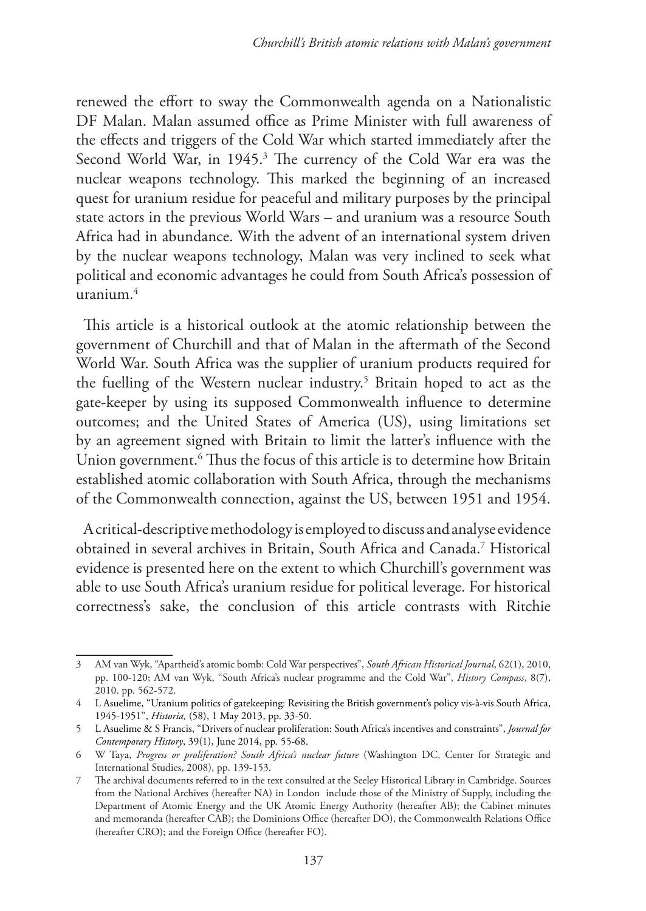renewed the effort to sway the Commonwealth agenda on a Nationalistic DF Malan. Malan assumed office as Prime Minister with full awareness of the effects and triggers of the Cold War which started immediately after the Second World War, in 1945.[3] The currency of the Cold War era was the nuclear weapons technology. This marked the beginning of an increased quest for uranium residue for peaceful and military purposes by the principal state actors in the previous World Wars – and uranium was a resource South Africa had in abundance. With the advent of an international system driven by the nuclear weapons technology, Malan was very inclined to seek what political and economic advantages he could from South Africa's possession of uranium.[4]

This article is a historical outlook at the atomic relationship between the government of Churchill and that of Malan in the aftermath of the Second World War. South Africa was the supplier of uranium products required for the fuelling of the Western nuclear industry.[5] Britain hoped to act as the gate-keeper by using its supposed Commonwealth influence to determine outcomes; and the United States of America (US), using limitations set by an agreement signed with Britain to limit the latter's influence with the Union government.[6] Thus the focus of this article is to determine how Britain established atomic collaboration with South Africa, through the mechanisms of the Commonwealth connection, against the US, between 1951 and 1954.

A critical-descriptive methodology is employed to discuss and analyse evidence obtained in several archives in Britain, South Africa and Canada.[7] Historical evidence is presented here on the extent to which Churchill's government was able to use South Africa's uranium residue for political leverage. For historical correctness's sake, the conclusion of this article contrasts with Ritchie

---

3 AM van Wyk, "Apartheid's atomic bomb: Cold War perspectives", *South African Historical Journal*, 62(1), 2010, pp. 100-120; AM van Wyk, "South Africa's nuclear programme and the Cold War", *History Compass*, 8(7), 2010. pp. 562-572.

4 L Asuelime, "Uranium politics of gatekeeping: Revisiting the British government's policy vis-à-vis South Africa, 1945-1951", *Historia,* (58), 1 May 2013, pp. 33-50.

5 L Asuelime & S Francis, "Drivers of nuclear proliferation: South Africa's incentives and constraints", *Journal for Contemporary History*, 39(1), June 2014, pp. 55-68.

6 W Taya, *Progress or proliferation? South Africa's nuclear future* (Washington DC, Center for Strategic and International Studies, 2008), pp. 139-153.

7 The archival documents referred to in the text consulted at the Seeley Historical Library in Cambridge. Sources from the National Archives (hereafter NA) in London include those of the Ministry of Supply, including the Department of Atomic Energy and the UK Atomic Energy Authority (hereafter AB); the Cabinet minutes and memoranda (hereafter CAB); the Dominions Office (hereafter DO), the Commonwealth Relations Office (hereafter CRO); and the Foreign Office (hereafter FO).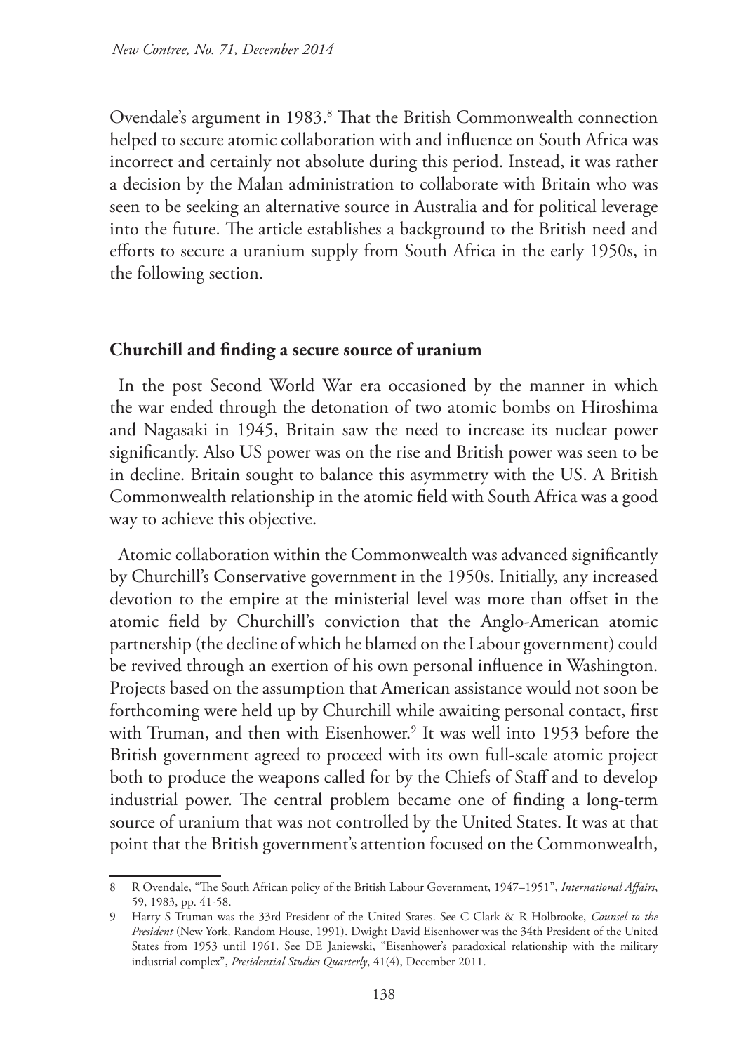Ovendale's argument in 1983.[8] That the British Commonwealth connection helped to secure atomic collaboration with and influence on South Africa was incorrect and certainly not absolute during this period. Instead, it was rather a decision by the Malan administration to collaborate with Britain who was seen to be seeking an alternative source in Australia and for political leverage into the future. The article establishes a background to the British need and efforts to secure a uranium supply from South Africa in the early 1950s, in the following section.

## Churchill and finding a secure source of uranium

In the post Second World War era occasioned by the manner in which the war ended through the detonation of two atomic bombs on Hiroshima and Nagasaki in 1945, Britain saw the need to increase its nuclear power significantly. Also US power was on the rise and British power was seen to be in decline. Britain sought to balance this asymmetry with the US. A British Commonwealth relationship in the atomic field with South Africa was a good way to achieve this objective.

Atomic collaboration within the Commonwealth was advanced significantly by Churchill's Conservative government in the 1950s. Initially, any increased devotion to the empire at the ministerial level was more than offset in the atomic field by Churchill's conviction that the Anglo-American atomic partnership (the decline of which he blamed on the Labour government) could be revived through an exertion of his own personal influence in Washington. Projects based on the assumption that American assistance would not soon be forthcoming were held up by Churchill while awaiting personal contact, first with Truman, and then with Eisenhower.[9] It was well into 1953 before the British government agreed to proceed with its own full-scale atomic project both to produce the weapons called for by the Chiefs of Staff and to develop industrial power. The central problem became one of finding a long-term source of uranium that was not controlled by the United States. It was at that point that the British government's attention focused on the Commonwealth,

---

8 R Ovendale, "The South African policy of the British Labour Government, 1947–1951", *International Affairs*, 59, 1983, pp. 41-58.

9 Harry S Truman was the 33rd President of the United States. See C Clark & R Holbrooke, *Counsel to the President* (New York, Random House, 1991). Dwight David Eisenhower was the 34th President of the United States from 1953 until 1961. See DE Janiewski, "Eisenhower's paradoxical relationship with the military industrial complex", *Presidential Studies Quarterly*, 41(4), December 2011.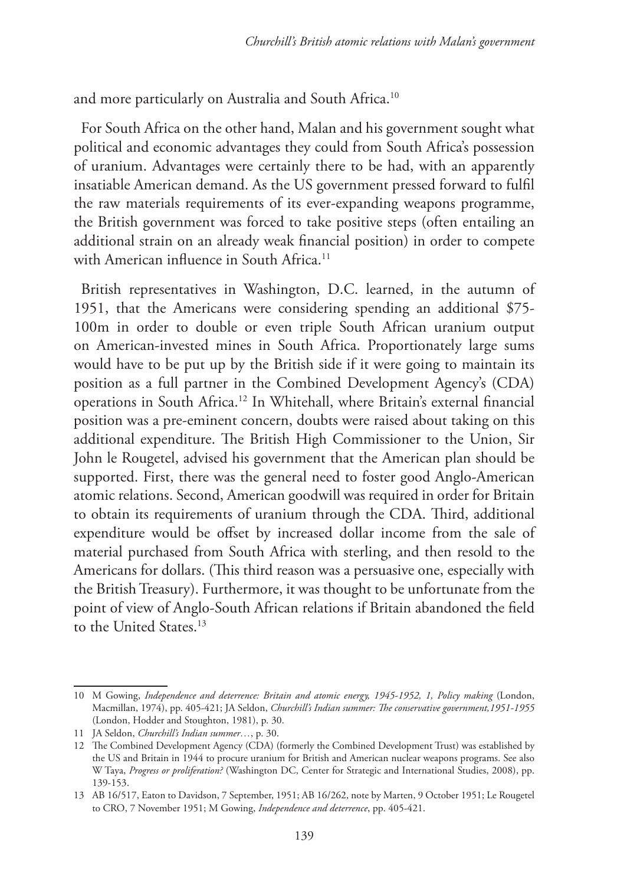and more particularly on Australia and South Africa.[10]

For South Africa on the other hand, Malan and his government sought what political and economic advantages they could from South Africa's possession of uranium. Advantages were certainly there to be had, with an apparently insatiable American demand. As the US government pressed forward to fulfil the raw materials requirements of its ever-expanding weapons programme, the British government was forced to take positive steps (often entailing an additional strain on an already weak financial position) in order to compete with American influence in South Africa.[11]

British representatives in Washington, D.C. learned, in the autumn of 1951, that the Americans were considering spending an additional $75-100m in order to double or even triple South African uranium output on American-invested mines in South Africa. Proportionately large sums would have to be put up by the British side if it were going to maintain its position as a full partner in the Combined Development Agency's (CDA) operations in South Africa.[12] In Whitehall, where Britain's external financial position was a pre-eminent concern, doubts were raised about taking on this additional expenditure. The British High Commissioner to the Union, Sir John le Rougetel, advised his government that the American plan should be supported. First, there was the general need to foster good Anglo-American atomic relations. Second, American goodwill was required in order for Britain to obtain its requirements of uranium through the CDA. Third, additional expenditure would be offset by increased dollar income from the sale of material purchased from South Africa with sterling, and then resold to the Americans for dollars. (This third reason was a persuasive one, especially with the British Treasury). Furthermore, it was thought to be unfortunate from the point of view of Anglo-South African relations if Britain abandoned the field to the United States.[13]

---

10 M Gowing, *Independence and deterrence: Britain and atomic energy, 1945-1952, 1, Policy making* (London, Macmillan, 1974), pp. 405-421; JA Seldon, *Churchill's Indian summer: The conservative government,1951-1955* (London, Hodder and Stoughton, 1981), p. 30.

11 JA Seldon, *Churchill's Indian summer…*, p. 30.

12 The Combined Development Agency (CDA) (formerly the Combined Development Trust) was established by the US and Britain in 1944 to procure uranium for British and American nuclear weapons programs. See also W Taya, *Progress or proliferation?* (Washington DC, Center for Strategic and International Studies, 2008), pp. 139-153.

13 AB 16/517, Eaton to Davidson, 7 September, 1951; AB 16/262, note by Marten, 9 October 1951; Le Rougetel to CRO, 7 November 1951; M Gowing, *Independence and deterrence*, pp. 405-421.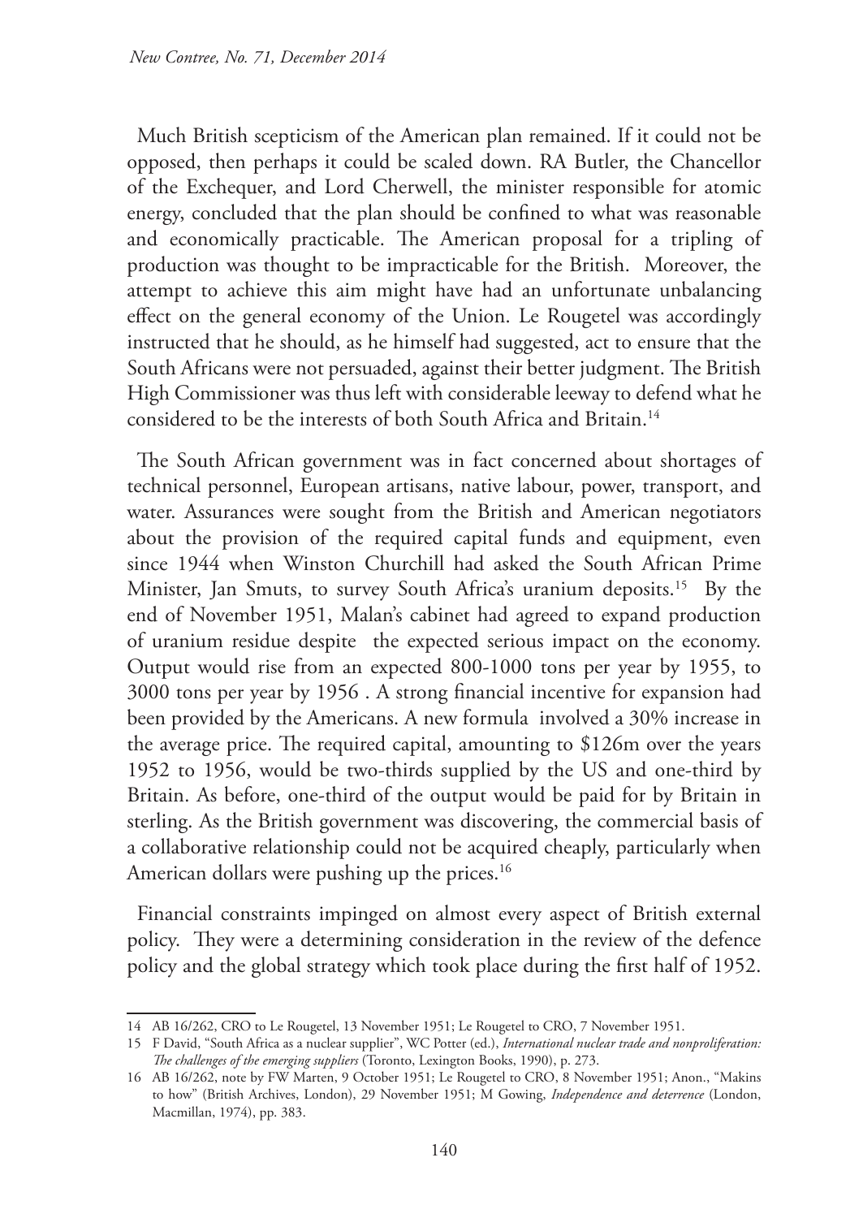Much British scepticism of the American plan remained. If it could not be opposed, then perhaps it could be scaled down. RA Butler, the Chancellor of the Exchequer, and Lord Cherwell, the minister responsible for atomic energy, concluded that the plan should be confined to what was reasonable and economically practicable. The American proposal for a tripling of production was thought to be impracticable for the British. Moreover, the attempt to achieve this aim might have had an unfortunate unbalancing effect on the general economy of the Union. Le Rougetel was accordingly instructed that he should, as he himself had suggested, act to ensure that the South Africans were not persuaded, against their better judgment. The British High Commissioner was thus left with considerable leeway to defend what he considered to be the interests of both South Africa and Britain.[14]

The South African government was in fact concerned about shortages of technical personnel, European artisans, native labour, power, transport, and water. Assurances were sought from the British and American negotiators about the provision of the required capital funds and equipment, even since 1944 when Winston Churchill had asked the South African Prime Minister, Jan Smuts, to survey South Africa's uranium deposits.[15] By the end of November 1951, Malan's cabinet had agreed to expand production of uranium residue despite the expected serious impact on the economy. Output would rise from an expected 800-1000 tons per year by 1955, to 3000 tons per year by 1956 . A strong financial incentive for expansion had been provided by the Americans. A new formula involved a 30% increase in the average price. The required capital, amounting to \$126m over the years 1952 to 1956, would be two-thirds supplied by the US and one-third by Britain. As before, one-third of the output would be paid for by Britain in sterling. As the British government was discovering, the commercial basis of a collaborative relationship could not be acquired cheaply, particularly when American dollars were pushing up the prices.[16]

Financial constraints impinged on almost every aspect of British external policy. They were a determining consideration in the review of the defence policy and the global strategy which took place during the first half of 1952.

---

14 AB 16/262, CRO to Le Rougetel, 13 November 1951; Le Rougetel to CRO, 7 November 1951.

15 F David, "South Africa as a nuclear supplier", WC Potter (ed.), *International nuclear trade and nonproliferation: The challenges of the emerging suppliers* (Toronto, Lexington Books, 1990), p. 273.

16 AB 16/262, note by FW Marten, 9 October 1951; Le Rougetel to CRO, 8 November 1951; Anon., "Makins to how" (British Archives, London), 29 November 1951; M Gowing, *Independence and deterrence* (London, Macmillan, 1974), pp. 383.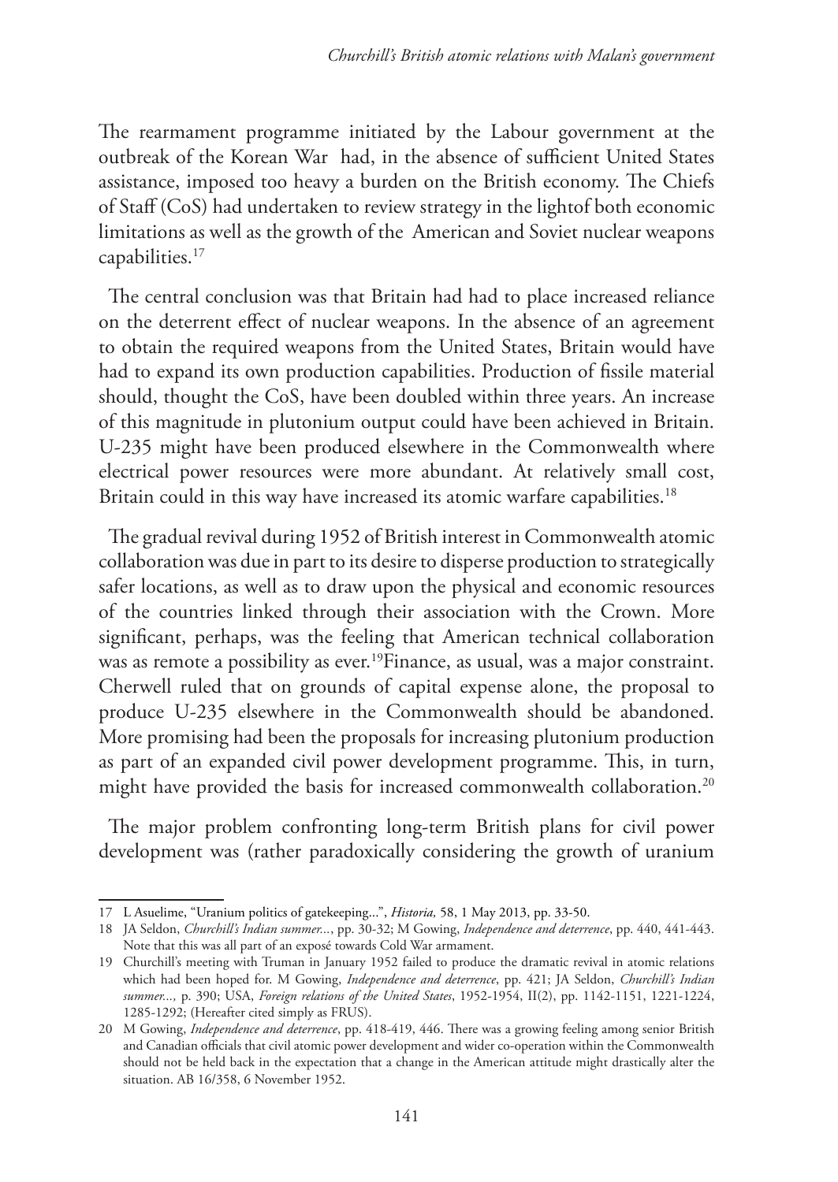The rearmament programme initiated by the Labour government at the outbreak of the Korean War had, in the absence of sufficient United States assistance, imposed too heavy a burden on the British economy. The Chiefs of Staff (CoS) had undertaken to review strategy in the lightof both economic limitations as well as the growth of the American and Soviet nuclear weapons capabilities.[17]

The central conclusion was that Britain had had to place increased reliance on the deterrent effect of nuclear weapons. In the absence of an agreement to obtain the required weapons from the United States, Britain would have had to expand its own production capabilities. Production of fissile material should, thought the CoS, have been doubled within three years. An increase of this magnitude in plutonium output could have been achieved in Britain. U-235 might have been produced elsewhere in the Commonwealth where electrical power resources were more abundant. At relatively small cost, Britain could in this way have increased its atomic warfare capabilities.[18]

The gradual revival during 1952 of British interest in Commonwealth atomic collaboration was due in part to its desire to disperse production to strategically safer locations, as well as to draw upon the physical and economic resources of the countries linked through their association with the Crown. More significant, perhaps, was the feeling that American technical collaboration was as remote a possibility as ever.[19]Finance, as usual, was a major constraint. Cherwell ruled that on grounds of capital expense alone, the proposal to produce U-235 elsewhere in the Commonwealth should be abandoned. More promising had been the proposals for increasing plutonium production as part of an expanded civil power development programme. This, in turn, might have provided the basis for increased commonwealth collaboration.[20]

The major problem confronting long-term British plans for civil power development was (rather paradoxically considering the growth of uranium

---

17 L Asuelime, "Uranium politics of gatekeeping...", *Historia,* 58, 1 May 2013, pp. 33-50.

18 JA Seldon, *Churchill's Indian summer...*, pp. 30-32; M Gowing, *Independence and deterrence*, pp. 440, 441-443. Note that this was all part of an exposé towards Cold War armament.

19 Churchill's meeting with Truman in January 1952 failed to produce the dramatic revival in atomic relations which had been hoped for. M Gowing, *Independence and deterrence*, pp. 421; JA Seldon, *Churchill's Indian summer...,* p. 390; USA, *Foreign relations of the United States*, 1952-1954, II(2), pp. 1142-1151, 1221-1224, 1285-1292; (Hereafter cited simply as FRUS).

20 M Gowing, *Independence and deterrence*, pp. 418-419, 446. There was a growing feeling among senior British and Canadian officials that civil atomic power development and wider co-operation within the Commonwealth should not be held back in the expectation that a change in the American attitude might drastically alter the situation. AB 16/358, 6 November 1952.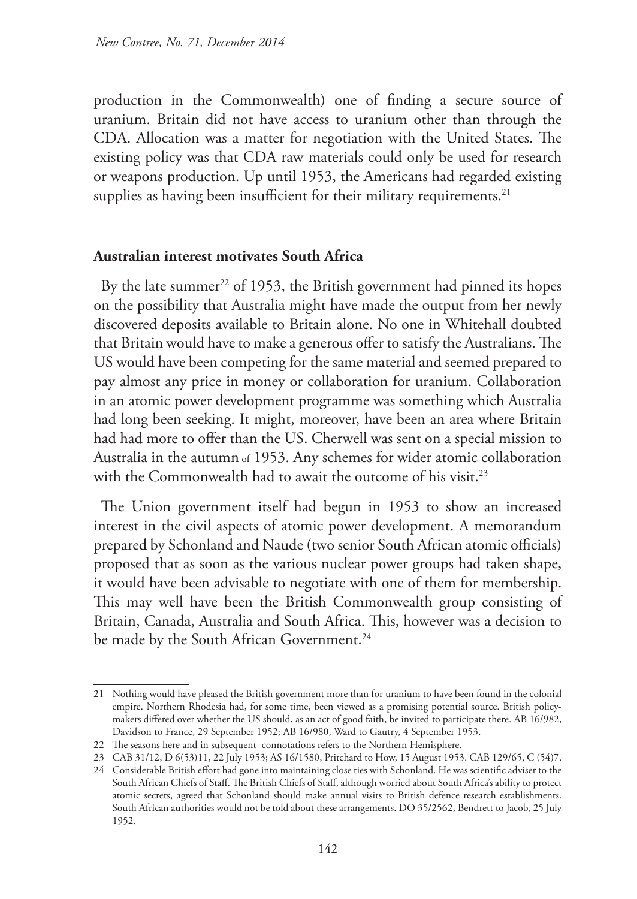production in the Commonwealth) one of finding a secure source of uranium. Britain did not have access to uranium other than through the CDA. Allocation was a matter for negotiation with the United States. The existing policy was that CDA raw materials could only be used for research or weapons production. Up until 1953, the Americans had regarded existing supplies as having been insufficient for their military requirements.[21]

## Australian interest motivates South Africa

By the late summer[22] of 1953, the British government had pinned its hopes on the possibility that Australia might have made the output from her newly discovered deposits available to Britain alone. No one in Whitehall doubted that Britain would have to make a generous offer to satisfy the Australians. The US would have been competing for the same material and seemed prepared to pay almost any price in money or collaboration for uranium. Collaboration in an atomic power development programme was something which Australia had long been seeking. It might, moreover, have been an area where Britain had had more to offer than the US. Cherwell was sent on a special mission to Australia in the autumn of 1953. Any schemes for wider atomic collaboration with the Commonwealth had to await the outcome of his visit.[23]

The Union government itself had begun in 1953 to show an increased interest in the civil aspects of atomic power development. A memorandum prepared by Schonland and Naude (two senior South African atomic officials) proposed that as soon as the various nuclear power groups had taken shape, it would have been advisable to negotiate with one of them for membership. This may well have been the British Commonwealth group consisting of Britain, Canada, Australia and South Africa. This, however was a decision to be made by the South African Government.[24]

---

21 Nothing would have pleased the British government more than for uranium to have been found in the colonial empire. Northern Rhodesia had, for some time, been viewed as a promising potential source. British policy-makers differed over whether the US should, as an act of good faith, be invited to participate there. AB 16/982, Davidson to France, 29 September 1952; AB 16/980, Ward to Gautry, 4 September 1953.

22 The seasons here and in subsequent connotations refers to the Northern Hemisphere.

23 CAB 31/12, D 6(53)11, 22 July 1953; AS 16/1580, Pritchard to How, 15 August 1953. CAB 129/65, C (54)7.

24 Considerable British effort had gone into maintaining close ties with Schonland. He was scientific adviser to the South African Chiefs of Staff. The British Chiefs of Staff, although worried about South Africa's ability to protect atomic secrets, agreed that Schonland should make annual visits to British defence research establishments. South African authorities would not be told about these arrangements. DO 35/2562, Bendrett to Jacob, 25 July 1952.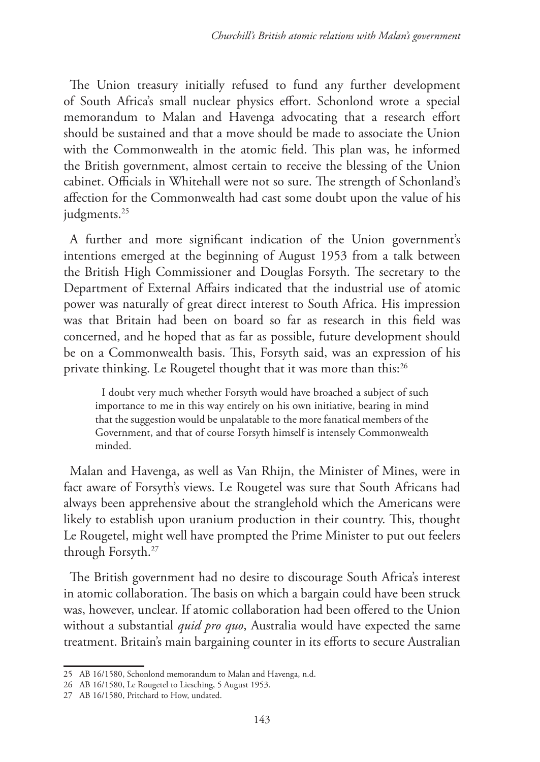The Union treasury initially refused to fund any further development of South Africa's small nuclear physics effort. Schonlond wrote a special memorandum to Malan and Havenga advocating that a research effort should be sustained and that a move should be made to associate the Union with the Commonwealth in the atomic field. This plan was, he informed the British government, almost certain to receive the blessing of the Union cabinet. Officials in Whitehall were not so sure. The strength of Schonland's affection for the Commonwealth had cast some doubt upon the value of his judgments.[25]

A further and more significant indication of the Union government's intentions emerged at the beginning of August 1953 from a talk between the British High Commissioner and Douglas Forsyth. The secretary to the Department of External Affairs indicated that the industrial use of atomic power was naturally of great direct interest to South Africa. His impression was that Britain had been on board so far as research in this field was concerned, and he hoped that as far as possible, future development should be on a Commonwealth basis. This, Forsyth said, was an expression of his private thinking. Le Rougetel thought that it was more than this:[26]

> I doubt very much whether Forsyth would have broached a subject of such importance to me in this way entirely on his own initiative, bearing in mind that the suggestion would be unpalatable to the more fanatical members of the Government, and that of course Forsyth himself is intensely Commonwealth minded.

Malan and Havenga, as well as Van Rhijn, the Minister of Mines, were in fact aware of Forsyth's views. Le Rougetel was sure that South Africans had always been apprehensive about the stranglehold which the Americans were likely to establish upon uranium production in their country. This, thought Le Rougetel, might well have prompted the Prime Minister to put out feelers through Forsyth.[27]

The British government had no desire to discourage South Africa's interest in atomic collaboration. The basis on which a bargain could have been struck was, however, unclear. If atomic collaboration had been offered to the Union without a substantial *quid pro quo*, Australia would have expected the same treatment. Britain's main bargaining counter in its efforts to secure Australian

---

25 AB 16/1580, Schonlond memorandum to Malan and Havenga, n.d.

26 AB 16/1580, Le Rougetel to Liesching, 5 August 1953.

27 AB 16/1580, Pritchard to How, undated.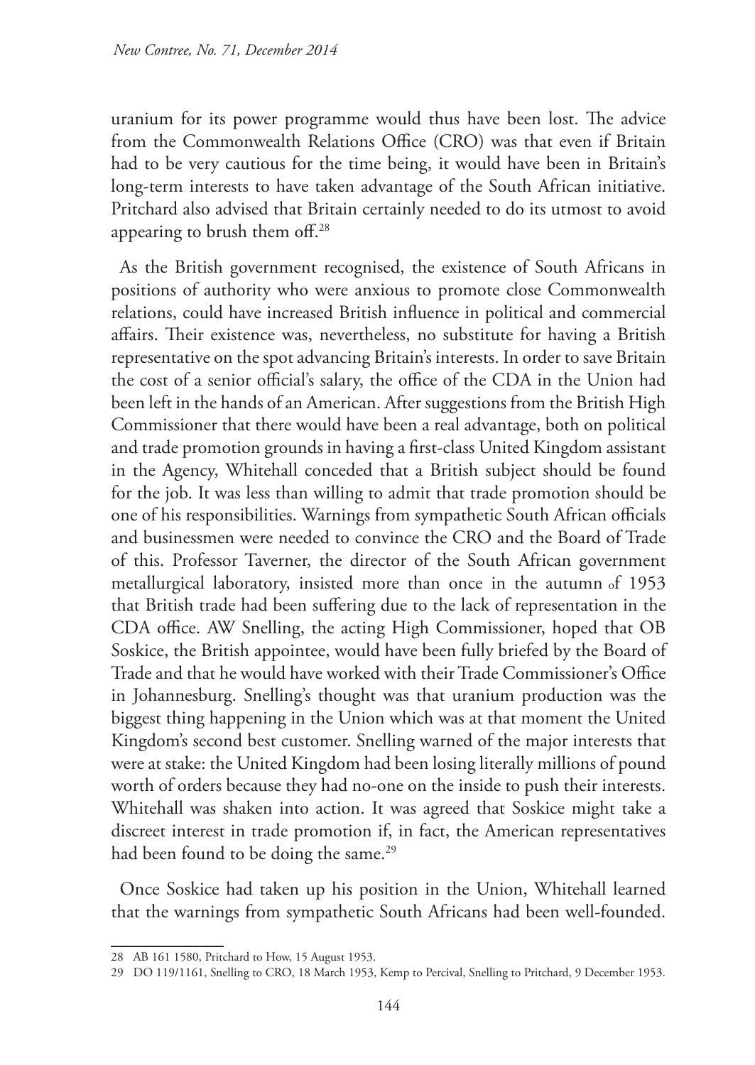uranium for its power programme would thus have been lost. The advice from the Commonwealth Relations Office (CRO) was that even if Britain had to be very cautious for the time being, it would have been in Britain's long-term interests to have taken advantage of the South African initiative. Pritchard also advised that Britain certainly needed to do its utmost to avoid appearing to brush them off.[28]

As the British government recognised, the existence of South Africans in positions of authority who were anxious to promote close Commonwealth relations, could have increased British influence in political and commercial affairs. Their existence was, nevertheless, no substitute for having a British representative on the spot advancing Britain's interests. In order to save Britain the cost of a senior official's salary, the office of the CDA in the Union had been left in the hands of an American. After suggestions from the British High Commissioner that there would have been a real advantage, both on political and trade promotion grounds in having a first-class United Kingdom assistant in the Agency, Whitehall conceded that a British subject should be found for the job. It was less than willing to admit that trade promotion should be one of his responsibilities. Warnings from sympathetic South African officials and businessmen were needed to convince the CRO and the Board of Trade of this. Professor Taverner, the director of the South African government metallurgical laboratory, insisted more than once in the autumn of 1953 that British trade had been suffering due to the lack of representation in the CDA office. AW Snelling, the acting High Commissioner, hoped that OB Soskice, the British appointee, would have been fully briefed by the Board of Trade and that he would have worked with their Trade Commissioner's Office in Johannesburg. Snelling's thought was that uranium production was the biggest thing happening in the Union which was at that moment the United Kingdom's second best customer. Snelling warned of the major interests that were at stake: the United Kingdom had been losing literally millions of pound worth of orders because they had no-one on the inside to push their interests. Whitehall was shaken into action. It was agreed that Soskice might take a discreet interest in trade promotion if, in fact, the American representatives had been found to be doing the same.[29]

Once Soskice had taken up his position in the Union, Whitehall learned that the warnings from sympathetic South Africans had been well-founded.

---

28 AB 161 1580, Pritchard to How, 15 August 1953.

29 DO 119/1161, Snelling to CRO, 18 March 1953, Kemp to Percival, Snelling to Pritchard, 9 December 1953.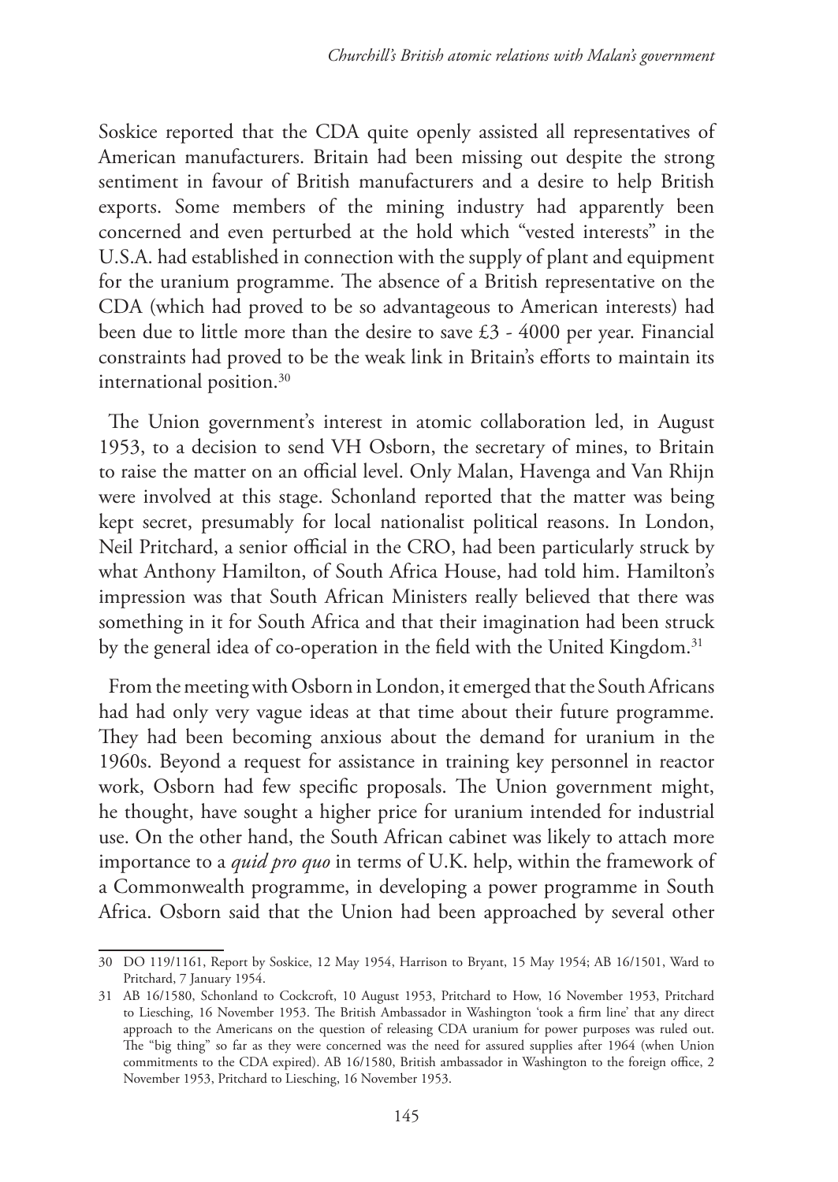Soskice reported that the CDA quite openly assisted all representatives of American manufacturers. Britain had been missing out despite the strong sentiment in favour of British manufacturers and a desire to help British exports. Some members of the mining industry had apparently been concerned and even perturbed at the hold which "vested interests" in the U.S.A. had established in connection with the supply of plant and equipment for the uranium programme. The absence of a British representative on the CDA (which had proved to be so advantageous to American interests) had been due to little more than the desire to save £3 - 4000 per year. Financial constraints had proved to be the weak link in Britain's efforts to maintain its international position.[30]

The Union government's interest in atomic collaboration led, in August 1953, to a decision to send VH Osborn, the secretary of mines, to Britain to raise the matter on an official level. Only Malan, Havenga and Van Rhijn were involved at this stage. Schonland reported that the matter was being kept secret, presumably for local nationalist political reasons. In London, Neil Pritchard, a senior official in the CRO, had been particularly struck by what Anthony Hamilton, of South Africa House, had told him. Hamilton's impression was that South African Ministers really believed that there was something in it for South Africa and that their imagination had been struck by the general idea of co-operation in the field with the United Kingdom.[31]

From the meeting with Osborn in London, it emerged that the South Africans had had only very vague ideas at that time about their future programme. They had been becoming anxious about the demand for uranium in the 1960s. Beyond a request for assistance in training key personnel in reactor work, Osborn had few specific proposals. The Union government might, he thought, have sought a higher price for uranium intended for industrial use. On the other hand, the South African cabinet was likely to attach more importance to a *quid pro quo* in terms of U.K. help, within the framework of a Commonwealth programme, in developing a power programme in South Africa. Osborn said that the Union had been approached by several other

---

30 DO 119/1161, Report by Soskice, 12 May 1954, Harrison to Bryant, 15 May 1954; AB 16/1501, Ward to Pritchard, 7 January 1954.

31 AB 16/1580, Schonland to Cockcroft, 10 August 1953, Pritchard to How, 16 November 1953, Pritchard to Liesching, 16 November 1953. The British Ambassador in Washington 'took a firm line' that any direct approach to the Americans on the question of releasing CDA uranium for power purposes was ruled out. The "big thing" so far as they were concerned was the need for assured supplies after 1964 (when Union commitments to the CDA expired). AB 16/1580, British ambassador in Washington to the foreign office, 2 November 1953, Pritchard to Liesching, 16 November 1953.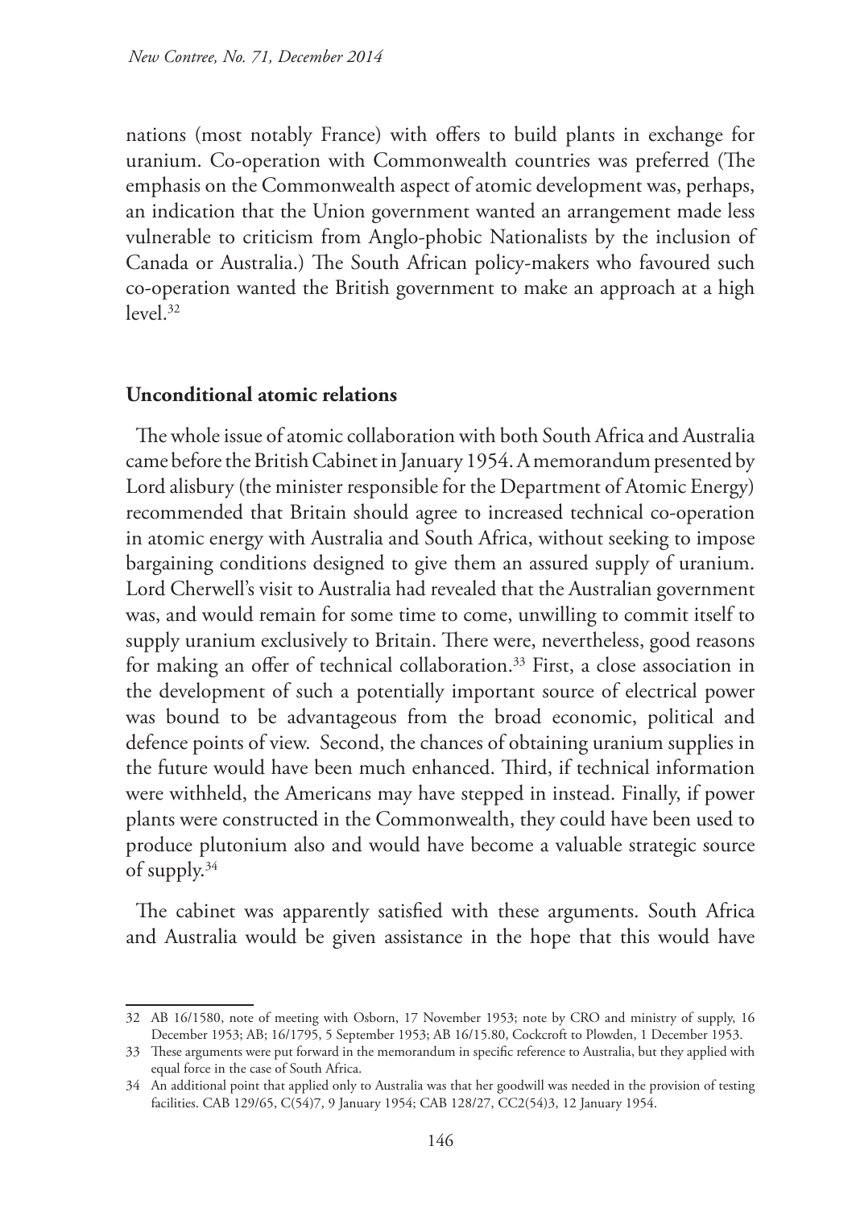nations (most notably France) with offers to build plants in exchange for uranium. Co-operation with Commonwealth countries was preferred (The emphasis on the Commonwealth aspect of atomic development was, perhaps, an indication that the Union government wanted an arrangement made less vulnerable to criticism from Anglo-phobic Nationalists by the inclusion of Canada or Australia.) The South African policy-makers who favoured such co-operation wanted the British government to make an approach at a high level.[32]

## Unconditional atomic relations

The whole issue of atomic collaboration with both South Africa and Australia came before the British Cabinet in January 1954. A memorandum presented by Lord alisbury (the minister responsible for the Department of Atomic Energy) recommended that Britain should agree to increased technical co-operation in atomic energy with Australia and South Africa, without seeking to impose bargaining conditions designed to give them an assured supply of uranium. Lord Cherwell's visit to Australia had revealed that the Australian government was, and would remain for some time to come, unwilling to commit itself to supply uranium exclusively to Britain. There were, nevertheless, good reasons for making an offer of technical collaboration.[33] First, a close association in the development of such a potentially important source of electrical power was bound to be advantageous from the broad economic, political and defence points of view. Second, the chances of obtaining uranium supplies in the future would have been much enhanced. Third, if technical information were withheld, the Americans may have stepped in instead. Finally, if power plants were constructed in the Commonwealth, they could have been used to produce plutonium also and would have become a valuable strategic source of supply.[34]

The cabinet was apparently satisfied with these arguments. South Africa and Australia would be given assistance in the hope that this would have

---

32 AB 16/1580, note of meeting with Osborn, 17 November 1953; note by CRO and ministry of supply, 16 December 1953; AB; 16/1795, 5 September 1953; AB 16/15.80, Cockcroft to Plowden, 1 December 1953.

33 These arguments were put forward in the memorandum in specific reference to Australia, but they applied with equal force in the case of South Africa.

34 An additional point that applied only to Australia was that her goodwill was needed in the provision of testing facilities. CAB 129/65, C(54)7, 9 January 1954; CAB 128/27, CC2(54)3, 12 January 1954.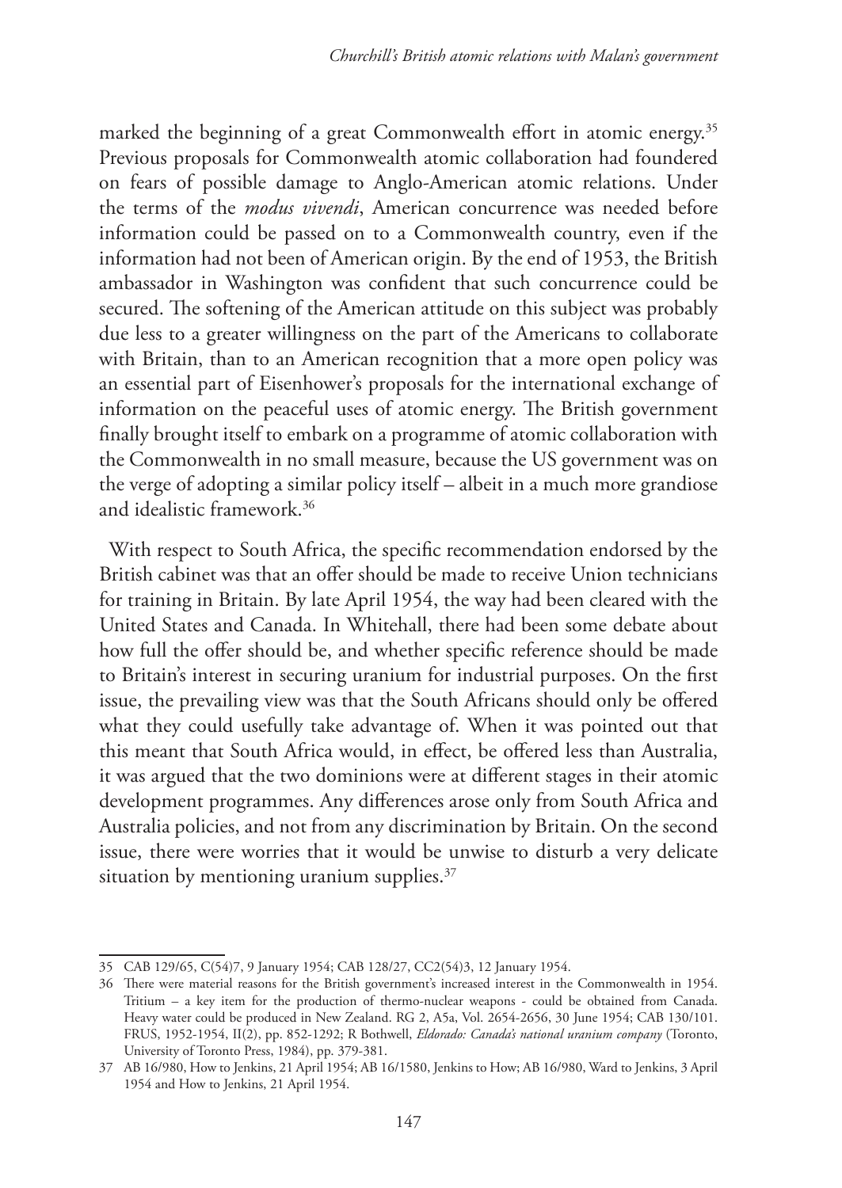marked the beginning of a great Commonwealth effort in atomic energy.[35] Previous proposals for Commonwealth atomic collaboration had foundered on fears of possible damage to Anglo-American atomic relations. Under the terms of the *modus vivendi*, American concurrence was needed before information could be passed on to a Commonwealth country, even if the information had not been of American origin. By the end of 1953, the British ambassador in Washington was confident that such concurrence could be secured. The softening of the American attitude on this subject was probably due less to a greater willingness on the part of the Americans to collaborate with Britain, than to an American recognition that a more open policy was an essential part of Eisenhower's proposals for the international exchange of information on the peaceful uses of atomic energy. The British government finally brought itself to embark on a programme of atomic collaboration with the Commonwealth in no small measure, because the US government was on the verge of adopting a similar policy itself – albeit in a much more grandiose and idealistic framework.[36]

With respect to South Africa, the specific recommendation endorsed by the British cabinet was that an offer should be made to receive Union technicians for training in Britain. By late April 1954, the way had been cleared with the United States and Canada. In Whitehall, there had been some debate about how full the offer should be, and whether specific reference should be made to Britain's interest in securing uranium for industrial purposes. On the first issue, the prevailing view was that the South Africans should only be offered what they could usefully take advantage of. When it was pointed out that this meant that South Africa would, in effect, be offered less than Australia, it was argued that the two dominions were at different stages in their atomic development programmes. Any differences arose only from South Africa and Australia policies, and not from any discrimination by Britain. On the second issue, there were worries that it would be unwise to disturb a very delicate situation by mentioning uranium supplies.[37]

---

35 CAB 129/65, C(54)7, 9 January 1954; CAB 128/27, CC2(54)3, 12 January 1954.

36 There were material reasons for the British government's increased interest in the Commonwealth in 1954. Tritium – a key item for the production of thermo-nuclear weapons - could be obtained from Canada. Heavy water could be produced in New Zealand. RG 2, A5a, Vol. 2654-2656, 30 June 1954; CAB 130/101. FRUS, 1952-1954, II(2), pp. 852-1292; R Bothwell, *Eldorado: Canada's national uranium company* (Toronto, University of Toronto Press, 1984), pp. 379-381.

37 AB 16/980, How to Jenkins, 21 April 1954; AB 16/1580, Jenkins to How; AB 16/980, Ward to Jenkins, 3 April 1954 and How to Jenkins, 21 April 1954.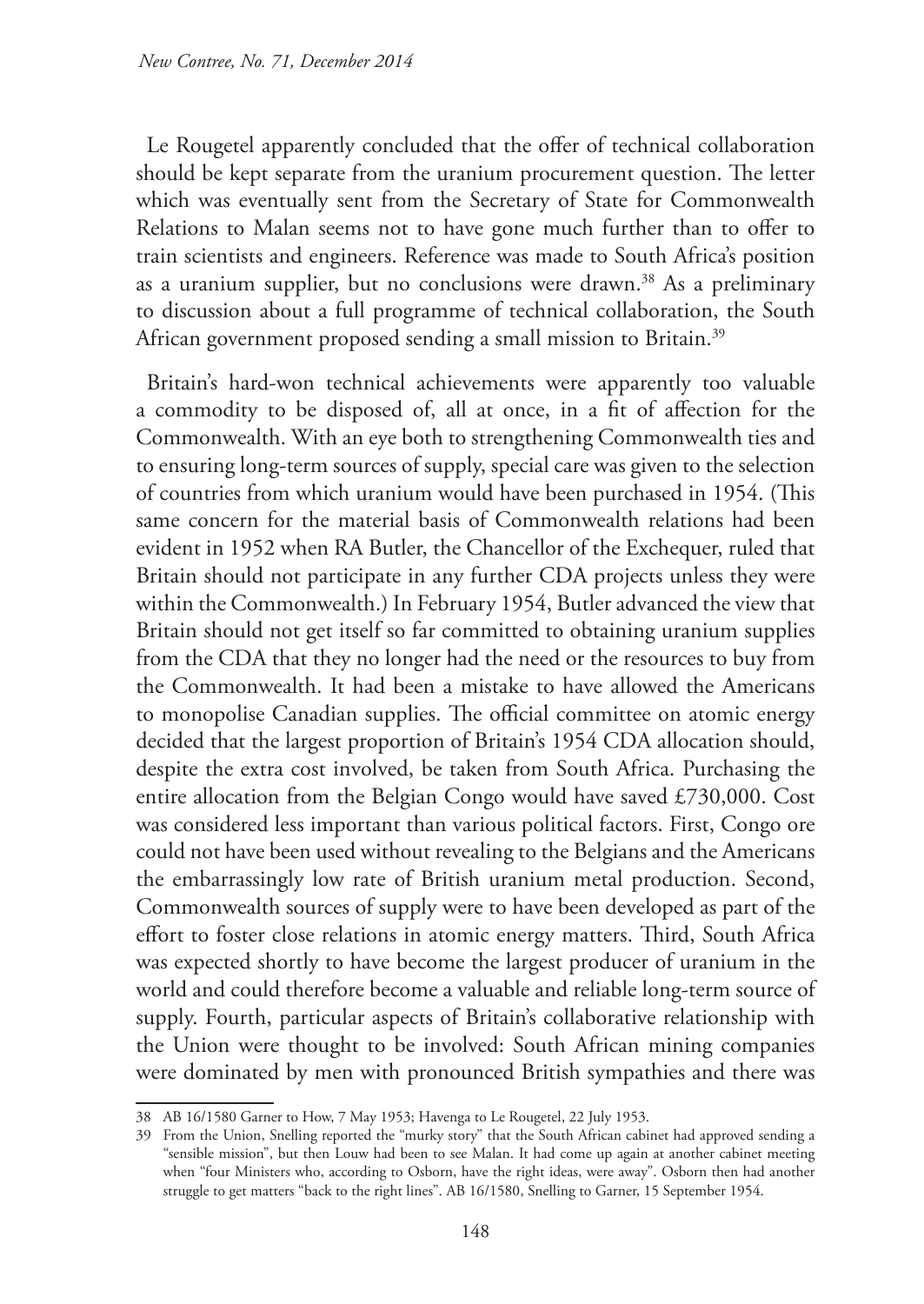Le Rougetel apparently concluded that the offer of technical collaboration should be kept separate from the uranium procurement question. The letter which was eventually sent from the Secretary of State for Commonwealth Relations to Malan seems not to have gone much further than to offer to train scientists and engineers. Reference was made to South Africa's position as a uranium supplier, but no conclusions were drawn.[38] As a preliminary to discussion about a full programme of technical collaboration, the South African government proposed sending a small mission to Britain.[39]

Britain's hard-won technical achievements were apparently too valuable a commodity to be disposed of, all at once, in a fit of affection for the Commonwealth. With an eye both to strengthening Commonwealth ties and to ensuring long-term sources of supply, special care was given to the selection of countries from which uranium would have been purchased in 1954. (This same concern for the material basis of Commonwealth relations had been evident in 1952 when RA Butler, the Chancellor of the Exchequer, ruled that Britain should not participate in any further CDA projects unless they were within the Commonwealth.) In February 1954, Butler advanced the view that Britain should not get itself so far committed to obtaining uranium supplies from the CDA that they no longer had the need or the resources to buy from the Commonwealth. It had been a mistake to have allowed the Americans to monopolise Canadian supplies. The official committee on atomic energy decided that the largest proportion of Britain's 1954 CDA allocation should, despite the extra cost involved, be taken from South Africa. Purchasing the entire allocation from the Belgian Congo would have saved £730,000. Cost was considered less important than various political factors. First, Congo ore could not have been used without revealing to the Belgians and the Americans the embarrassingly low rate of British uranium metal production. Second, Commonwealth sources of supply were to have been developed as part of the effort to foster close relations in atomic energy matters. Third, South Africa was expected shortly to have become the largest producer of uranium in the world and could therefore become a valuable and reliable long-term source of supply. Fourth, particular aspects of Britain's collaborative relationship with the Union were thought to be involved: South African mining companies were dominated by men with pronounced British sympathies and there was

---

38 AB 16/1580 Garner to How, 7 May 1953; Havenga to Le Rougetel, 22 July 1953.

39 From the Union, Snelling reported the "murky story" that the South African cabinet had approved sending a "sensible mission", but then Louw had been to see Malan. It had come up again at another cabinet meeting when "four Ministers who, according to Osborn, have the right ideas, were away". Osborn then had another struggle to get matters "back to the right lines". AB 16/1580, Snelling to Garner, 15 September 1954.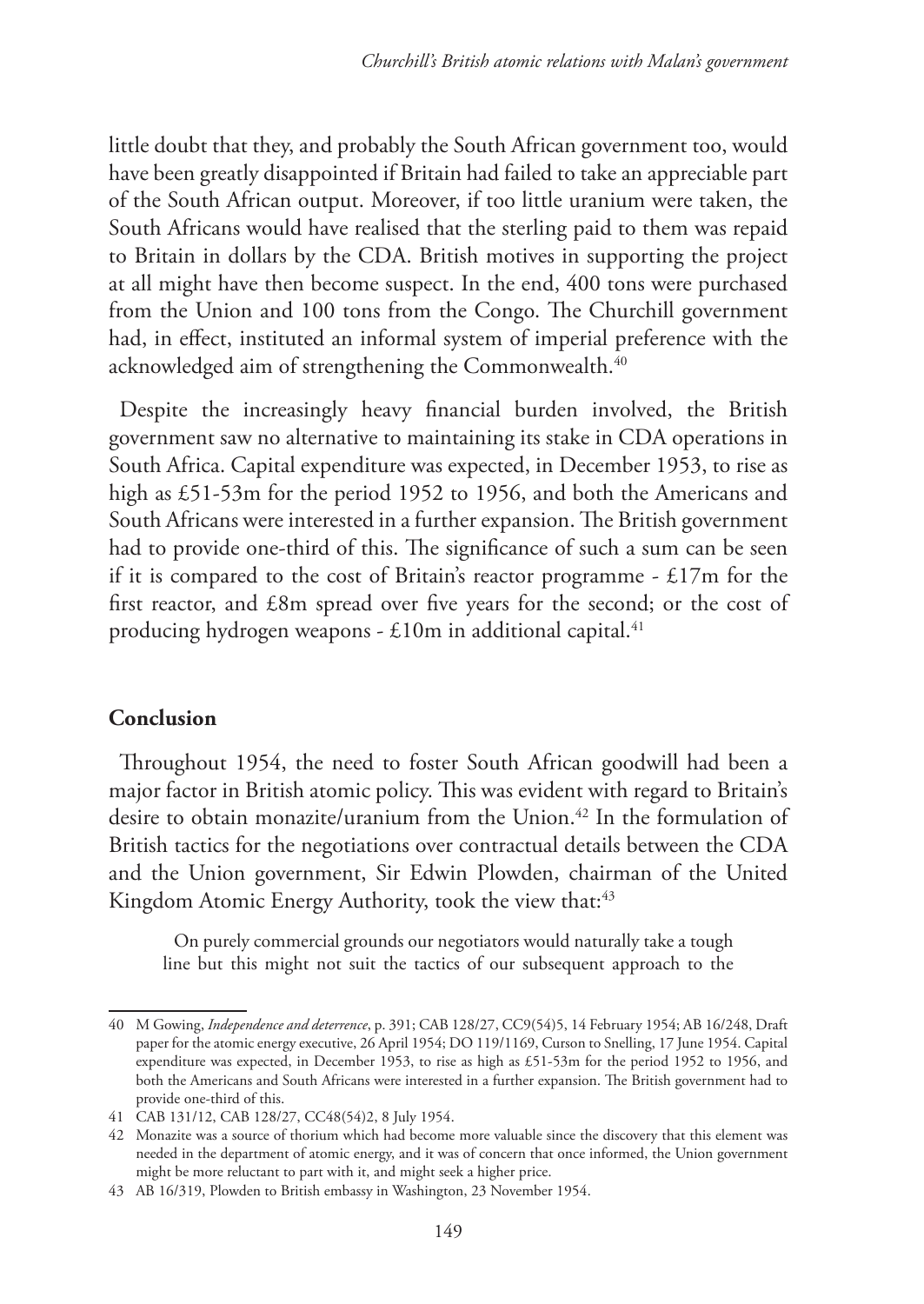little doubt that they, and probably the South African government too, would have been greatly disappointed if Britain had failed to take an appreciable part of the South African output. Moreover, if too little uranium were taken, the South Africans would have realised that the sterling paid to them was repaid to Britain in dollars by the CDA. British motives in supporting the project at all might have then become suspect. In the end, 400 tons were purchased from the Union and 100 tons from the Congo. The Churchill government had, in effect, instituted an informal system of imperial preference with the acknowledged aim of strengthening the Commonwealth.[40]

Despite the increasingly heavy financial burden involved, the British government saw no alternative to maintaining its stake in CDA operations in South Africa. Capital expenditure was expected, in December 1953, to rise as high as £51-53m for the period 1952 to 1956, and both the Americans and South Africans were interested in a further expansion. The British government had to provide one-third of this. The significance of such a sum can be seen if it is compared to the cost of Britain's reactor programme - £17m for the first reactor, and £8m spread over five years for the second; or the cost of producing hydrogen weapons - £10m in additional capital.[41]

## Conclusion

Throughout 1954, the need to foster South African goodwill had been a major factor in British atomic policy. This was evident with regard to Britain's desire to obtain monazite/uranium from the Union.[42] In the formulation of British tactics for the negotiations over contractual details between the CDA and the Union government, Sir Edwin Plowden, chairman of the United Kingdom Atomic Energy Authority, took the view that:[43]

> On purely commercial grounds our negotiators would naturally take a tough line but this might not suit the tactics of our subsequent approach to the

---

40 M Gowing, *Independence and deterrence*, p. 391; CAB 128/27, CC9(54)5, 14 February 1954; AB 16/248, Draft paper for the atomic energy executive, 26 April 1954; DO 119/1169, Curson to Snelling, 17 June 1954. Capital expenditure was expected, in December 1953, to rise as high as £51-53m for the period 1952 to 1956, and both the Americans and South Africans were interested in a further expansion. The British government had to provide one-third of this.

41 CAB 131/12, CAB 128/27, CC48(54)2, 8 July 1954.

42 Monazite was a source of thorium which had become more valuable since the discovery that this element was needed in the department of atomic energy, and it was of concern that once informed, the Union government might be more reluctant to part with it, and might seek a higher price.

43 AB 16/319, Plowden to British embassy in Washington, 23 November 1954.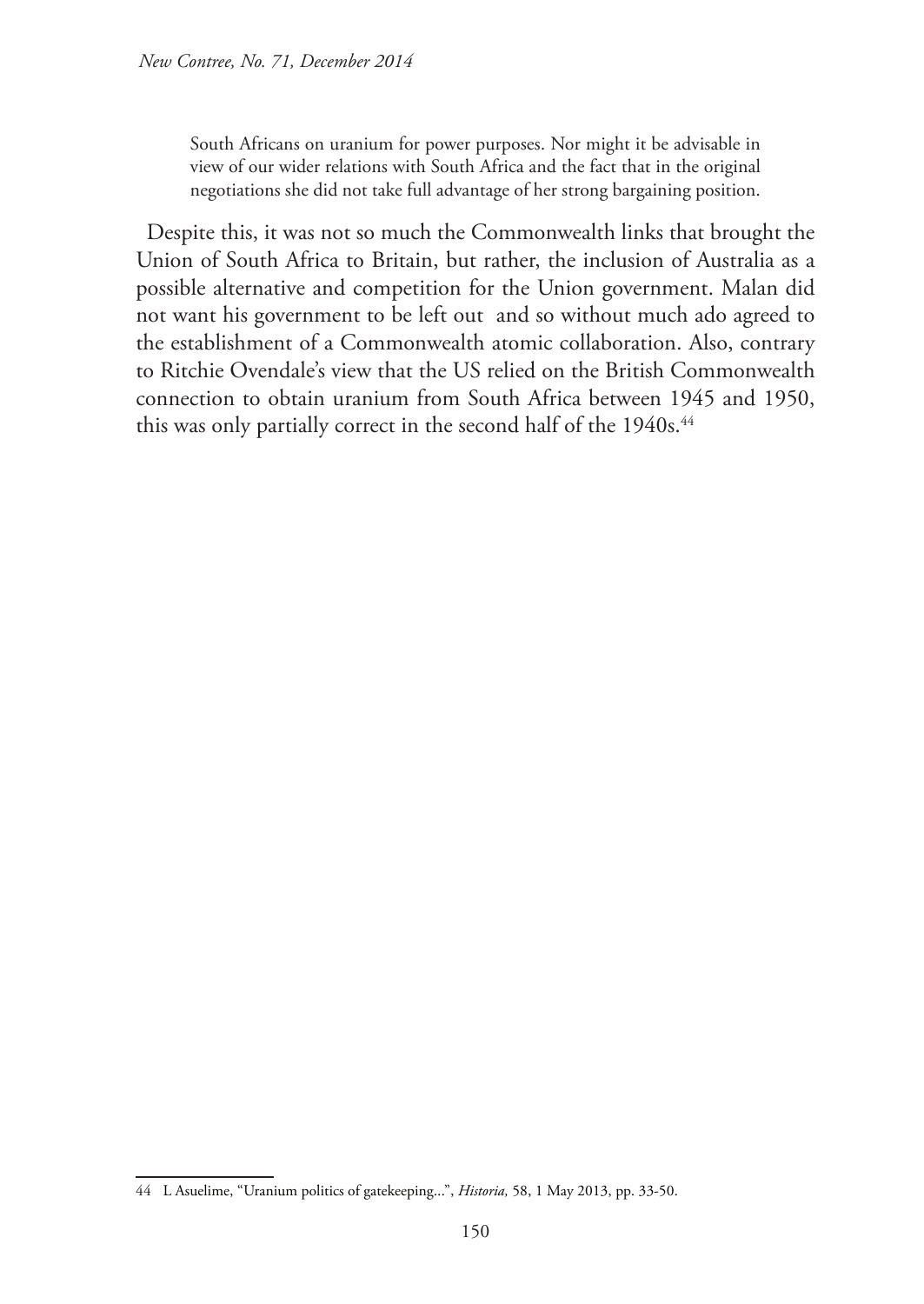> South Africans on uranium for power purposes. Nor might it be advisable in view of our wider relations with South Africa and the fact that in the original negotiations she did not take full advantage of her strong bargaining position.

Despite this, it was not so much the Commonwealth links that brought the Union of South Africa to Britain, but rather, the inclusion of Australia as a possible alternative and competition for the Union government. Malan did not want his government to be left out and so without much ado agreed to the establishment of a Commonwealth atomic collaboration. Also, contrary to Ritchie Ovendale's view that the US relied on the British Commonwealth connection to obtain uranium from South Africa between 1945 and 1950, this was only partially correct in the second half of the 1940s.[44]

---

44 L Asuelime, "Uranium politics of gatekeeping...", *Historia,* 58, 1 May 2013, pp. 33-50.